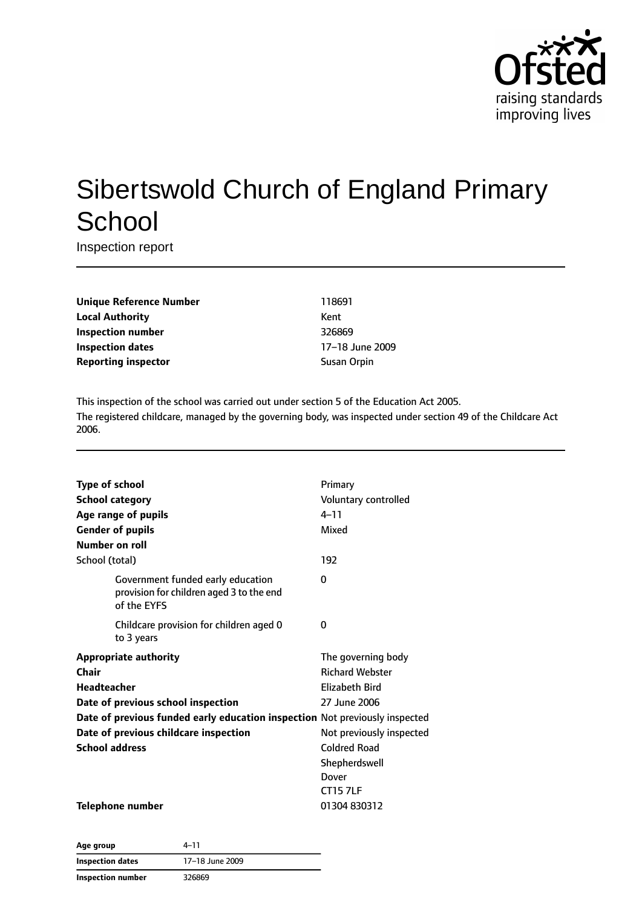Ofsted
raising standards
improving lives

# Sibertswold Church of England Primary School

Inspection report

| | |
|---|---|
| **Unique Reference Number** | 118691 |
| **Local Authority** | Kent |
| **Inspection number** | 326869 |
| **Inspection dates** | 17–18 June 2009 |
| **Reporting inspector** | Susan Orpin |

This inspection of the school was carried out under section 5 of the Education Act 2005.

The registered childcare, managed by the governing body, was inspected under section 49 of the Childcare Act 2006.

| | |
|---|---|
| **Type of school** | Primary |
| **School category** | Voluntary controlled |
| **Age range of pupils** | 4–11 |
| **Gender of pupils** | Mixed |
| **Number on roll** | |
| School (total) | 192 |
| Government funded early education provision for children aged 3 to the end of the EYFS | 0 |
| Childcare provision for children aged 0 to 3 years | 0 |
| **Appropriate authority** | The governing body |
| **Chair** | Richard Webster |
| **Headteacher** | Elizabeth Bird |
| **Date of previous school inspection** | 27 June 2006 |
| **Date of previous funded early education inspection** | Not previously inspected |
| **Date of previous childcare inspection** | Not previously inspected |
| **School address** | Coldred Road<br>Shepherdswell<br>Dover<br>CT15 7LF |
| **Telephone number** | 01304 830312 |

| | |
|---|---|
| **Age group** | 4–11 |
| **Inspection dates** | 17–18 June 2009 |
| **Inspection number** | 326869 |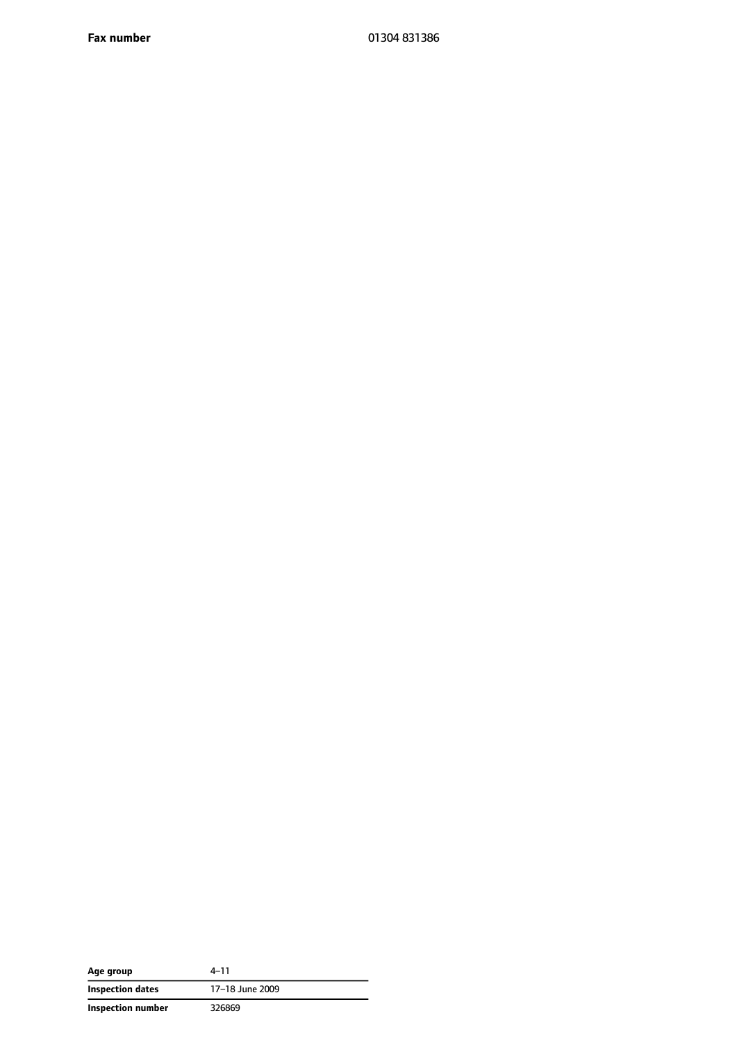| | |
|---|---|
| **Fax number** | 01304 831386 |

| | |
|---|---|
| **Age group** | 4–11 |
| **Inspection dates** | 17–18 June 2009 |
| **Inspection number** | 326869 |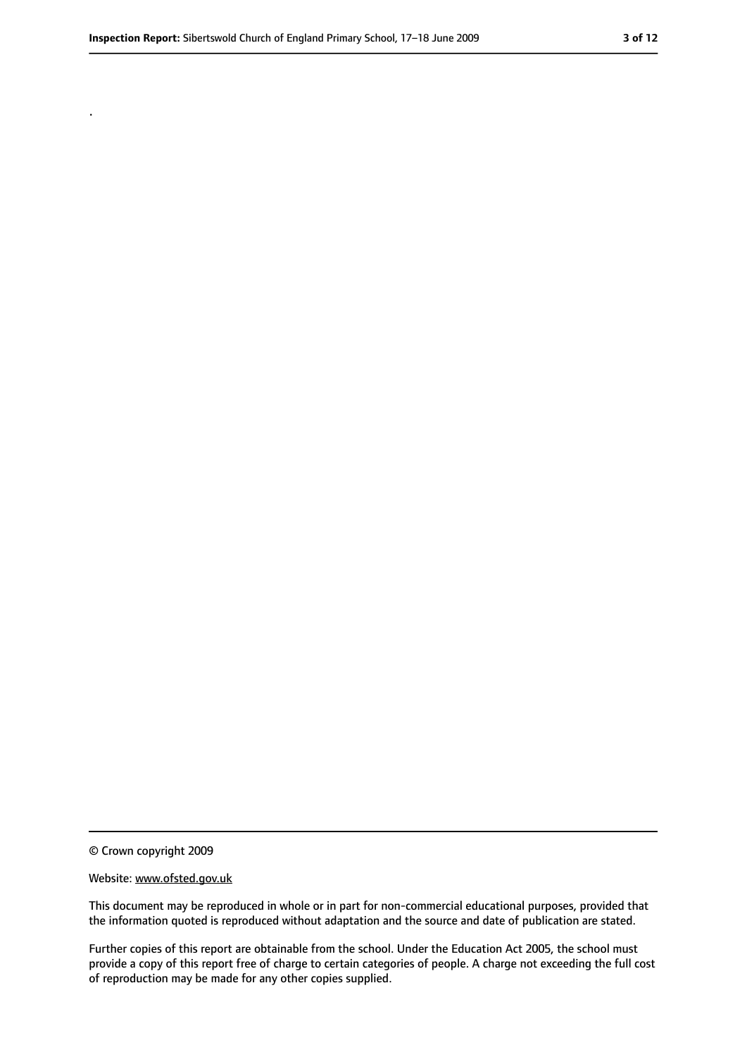.

© Crown copyright 2009

Website: www.ofsted.gov.uk

This document may be reproduced in whole or in part for non-commercial educational purposes, provided that the information quoted is reproduced without adaptation and the source and date of publication are stated.

Further copies of this report are obtainable from the school. Under the Education Act 2005, the school must provide a copy of this report free of charge to certain categories of people. A charge not exceeding the full cost of reproduction may be made for any other copies supplied.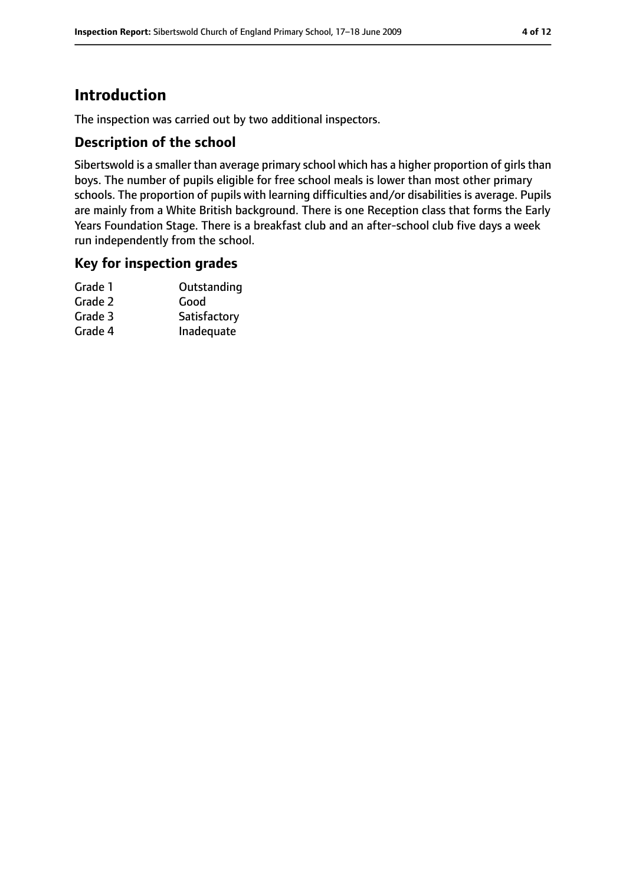# Introduction

The inspection was carried out by two additional inspectors.

## Description of the school

Sibertswold is a smaller than average primary school which has a higher proportion of girls than boys. The number of pupils eligible for free school meals is lower than most other primary schools. The proportion of pupils with learning difficulties and/or disabilities is average. Pupils are mainly from a White British background. There is one Reception class that forms the Early Years Foundation Stage. There is a breakfast club and an after-school club five days a week run independently from the school.

## Key for inspection grades

| | |
|---|---|
| Grade 1 | Outstanding |
| Grade 2 | Good |
| Grade 3 | Satisfactory |
| Grade 4 | Inadequate |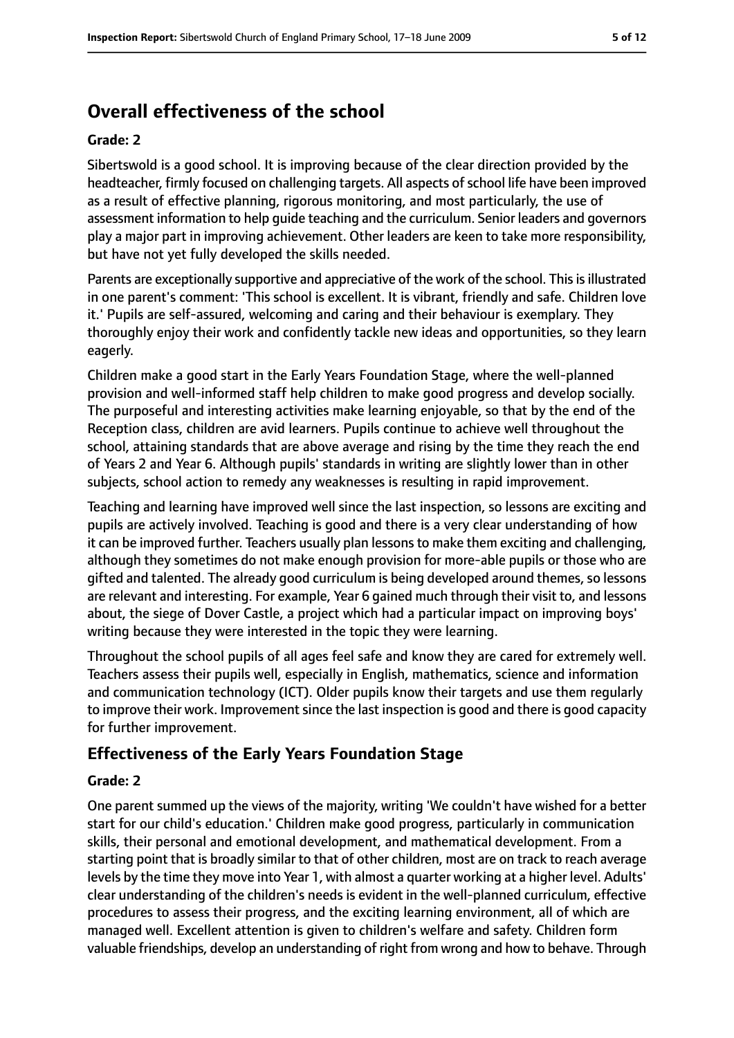## Overall effectiveness of the school

**Grade: 2**

Sibertswold is a good school. It is improving because of the clear direction provided by the headteacher, firmly focused on challenging targets. All aspects of school life have been improved as a result of effective planning, rigorous monitoring, and most particularly, the use of assessment information to help guide teaching and the curriculum. Senior leaders and governors play a major part in improving achievement. Other leaders are keen to take more responsibility, but have not yet fully developed the skills needed.

Parents are exceptionally supportive and appreciative of the work of the school. This is illustrated in one parent's comment: 'This school is excellent. It is vibrant, friendly and safe. Children love it.' Pupils are self-assured, welcoming and caring and their behaviour is exemplary. They thoroughly enjoy their work and confidently tackle new ideas and opportunities, so they learn eagerly.

Children make a good start in the Early Years Foundation Stage, where the well-planned provision and well-informed staff help children to make good progress and develop socially. The purposeful and interesting activities make learning enjoyable, so that by the end of the Reception class, children are avid learners. Pupils continue to achieve well throughout the school, attaining standards that are above average and rising by the time they reach the end of Years 2 and Year 6. Although pupils' standards in writing are slightly lower than in other subjects, school action to remedy any weaknesses is resulting in rapid improvement.

Teaching and learning have improved well since the last inspection, so lessons are exciting and pupils are actively involved. Teaching is good and there is a very clear understanding of how it can be improved further. Teachers usually plan lessons to make them exciting and challenging, although they sometimes do not make enough provision for more-able pupils or those who are gifted and talented. The already good curriculum is being developed around themes, so lessons are relevant and interesting. For example, Year 6 gained much through their visit to, and lessons about, the siege of Dover Castle, a project which had a particular impact on improving boys' writing because they were interested in the topic they were learning.

Throughout the school pupils of all ages feel safe and know they are cared for extremely well. Teachers assess their pupils well, especially in English, mathematics, science and information and communication technology (ICT). Older pupils know their targets and use them regularly to improve their work. Improvement since the last inspection is good and there is good capacity for further improvement.

### Effectiveness of the Early Years Foundation Stage

**Grade: 2**

One parent summed up the views of the majority, writing 'We couldn't have wished for a better start for our child's education.' Children make good progress, particularly in communication skills, their personal and emotional development, and mathematical development. From a starting point that is broadly similar to that of other children, most are on track to reach average levels by the time they move into Year 1, with almost a quarter working at a higher level. Adults' clear understanding of the children's needs is evident in the well-planned curriculum, effective procedures to assess their progress, and the exciting learning environment, all of which are managed well. Excellent attention is given to children's welfare and safety. Children form valuable friendships, develop an understanding of right from wrong and how to behave. Through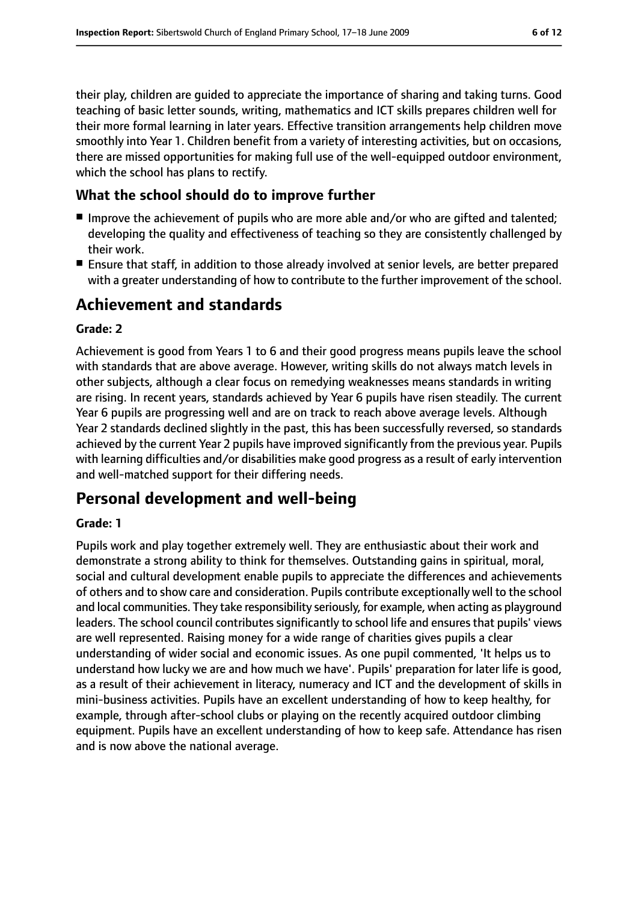their play, children are guided to appreciate the importance of sharing and taking turns. Good teaching of basic letter sounds, writing, mathematics and ICT skills prepares children well for their more formal learning in later years. Effective transition arrangements help children move smoothly into Year 1. Children benefit from a variety of interesting activities, but on occasions, there are missed opportunities for making full use of the well-equipped outdoor environment, which the school has plans to rectify.

### What the school should do to improve further

- Improve the achievement of pupils who are more able and/or who are gifted and talented; developing the quality and effectiveness of teaching so they are consistently challenged by their work.
- Ensure that staff, in addition to those already involved at senior levels, are better prepared with a greater understanding of how to contribute to the further improvement of the school.

## Achievement and standards

#### Grade: 2

Achievement is good from Years 1 to 6 and their good progress means pupils leave the school with standards that are above average. However, writing skills do not always match levels in other subjects, although a clear focus on remedying weaknesses means standards in writing are rising. In recent years, standards achieved by Year 6 pupils have risen steadily. The current Year 6 pupils are progressing well and are on track to reach above average levels. Although Year 2 standards declined slightly in the past, this has been successfully reversed, so standards achieved by the current Year 2 pupils have improved significantly from the previous year. Pupils with learning difficulties and/or disabilities make good progress as a result of early intervention and well-matched support for their differing needs.

## Personal development and well-being

#### Grade: 1

Pupils work and play together extremely well. They are enthusiastic about their work and demonstrate a strong ability to think for themselves. Outstanding gains in spiritual, moral, social and cultural development enable pupils to appreciate the differences and achievements of others and to show care and consideration. Pupils contribute exceptionally well to the school and local communities. They take responsibility seriously, for example, when acting as playground leaders. The school council contributes significantly to school life and ensures that pupils' views are well represented. Raising money for a wide range of charities gives pupils a clear understanding of wider social and economic issues. As one pupil commented, 'It helps us to understand how lucky we are and how much we have'. Pupils' preparation for later life is good, as a result of their achievement in literacy, numeracy and ICT and the development of skills in mini-business activities. Pupils have an excellent understanding of how to keep healthy, for example, through after-school clubs or playing on the recently acquired outdoor climbing equipment. Pupils have an excellent understanding of how to keep safe. Attendance has risen and is now above the national average.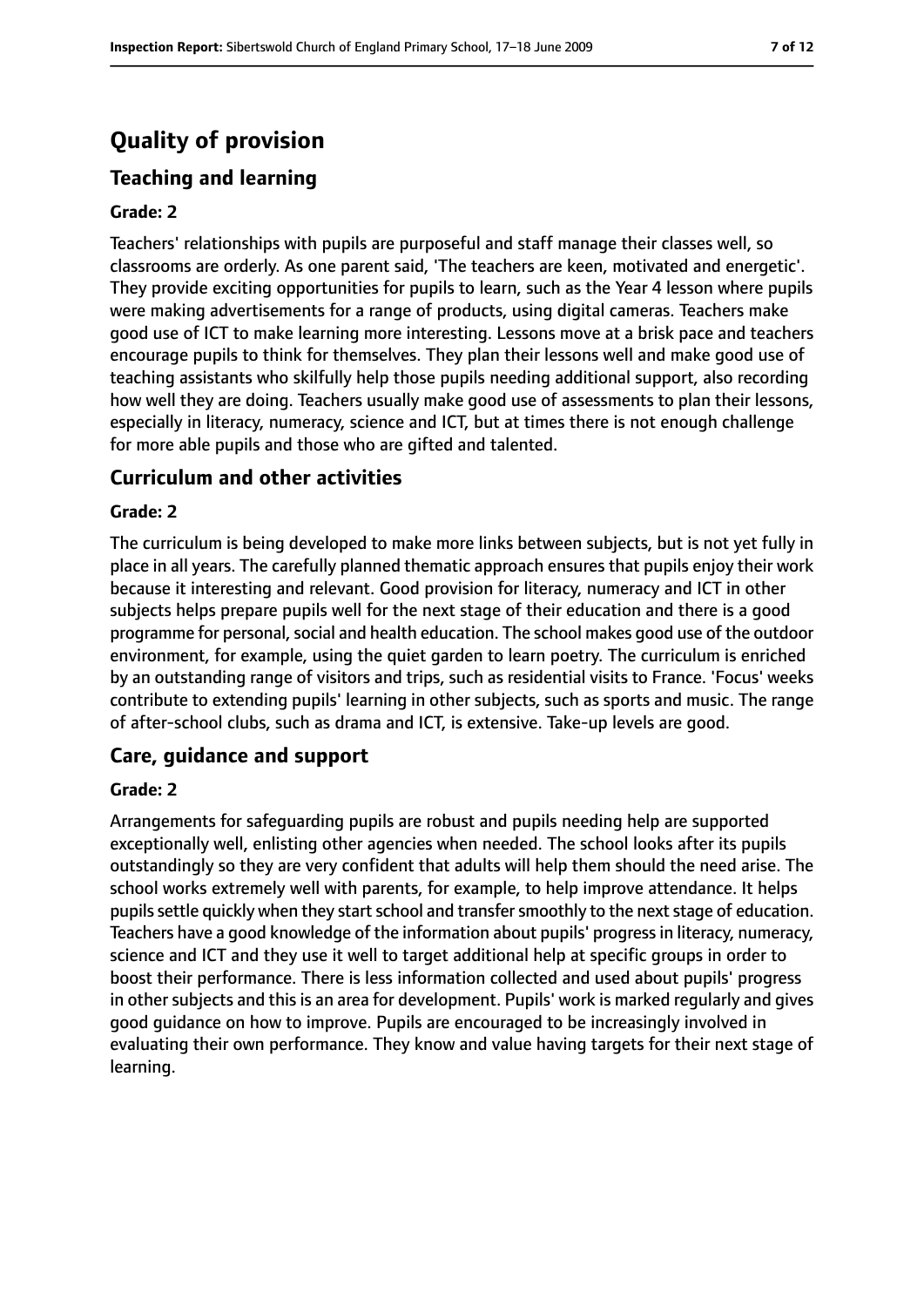# Quality of provision

## Teaching and learning

### Grade: 2

Teachers' relationships with pupils are purposeful and staff manage their classes well, so classrooms are orderly. As one parent said, 'The teachers are keen, motivated and energetic'. They provide exciting opportunities for pupils to learn, such as the Year 4 lesson where pupils were making advertisements for a range of products, using digital cameras. Teachers make good use of ICT to make learning more interesting. Lessons move at a brisk pace and teachers encourage pupils to think for themselves. They plan their lessons well and make good use of teaching assistants who skilfully help those pupils needing additional support, also recording how well they are doing. Teachers usually make good use of assessments to plan their lessons, especially in literacy, numeracy, science and ICT, but at times there is not enough challenge for more able pupils and those who are gifted and talented.

## Curriculum and other activities

### Grade: 2

The curriculum is being developed to make more links between subjects, but is not yet fully in place in all years. The carefully planned thematic approach ensures that pupils enjoy their work because it interesting and relevant. Good provision for literacy, numeracy and ICT in other subjects helps prepare pupils well for the next stage of their education and there is a good programme for personal, social and health education. The school makes good use of the outdoor environment, for example, using the quiet garden to learn poetry. The curriculum is enriched by an outstanding range of visitors and trips, such as residential visits to France. 'Focus' weeks contribute to extending pupils' learning in other subjects, such as sports and music. The range of after-school clubs, such as drama and ICT, is extensive. Take-up levels are good.

## Care, guidance and support

### Grade: 2

Arrangements for safeguarding pupils are robust and pupils needing help are supported exceptionally well, enlisting other agencies when needed. The school looks after its pupils outstandingly so they are very confident that adults will help them should the need arise. The school works extremely well with parents, for example, to help improve attendance. It helps pupils settle quickly when they start school and transfer smoothly to the next stage of education. Teachers have a good knowledge of the information about pupils' progress in literacy, numeracy, science and ICT and they use it well to target additional help at specific groups in order to boost their performance. There is less information collected and used about pupils' progress in other subjects and this is an area for development. Pupils' work is marked regularly and gives good guidance on how to improve. Pupils are encouraged to be increasingly involved in evaluating their own performance. They know and value having targets for their next stage of learning.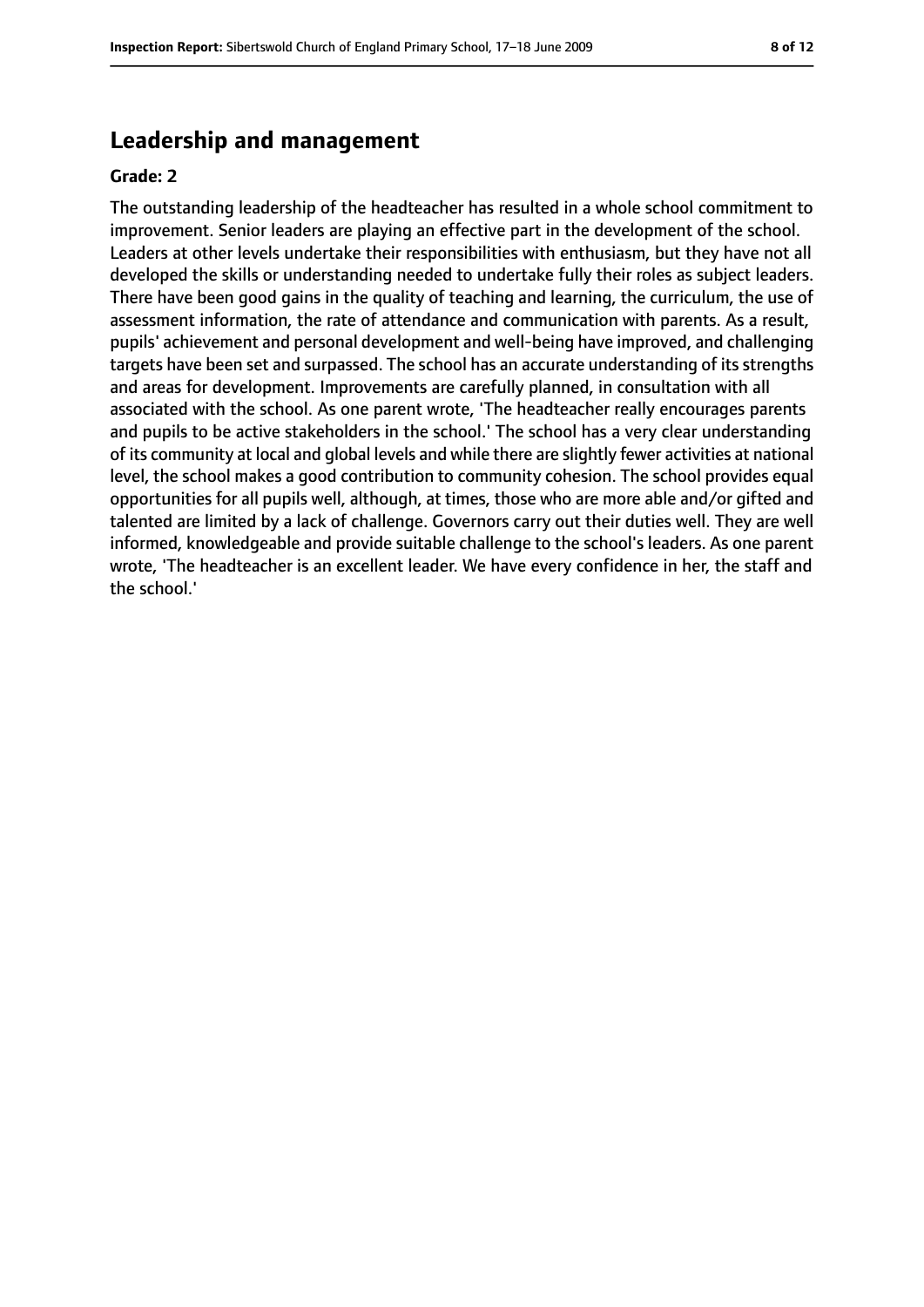## Leadership and management

**Grade: 2**

The outstanding leadership of the headteacher has resulted in a whole school commitment to improvement. Senior leaders are playing an effective part in the development of the school. Leaders at other levels undertake their responsibilities with enthusiasm, but they have not all developed the skills or understanding needed to undertake fully their roles as subject leaders. There have been good gains in the quality of teaching and learning, the curriculum, the use of assessment information, the rate of attendance and communication with parents. As a result, pupils' achievement and personal development and well-being have improved, and challenging targets have been set and surpassed. The school has an accurate understanding of its strengths and areas for development. Improvements are carefully planned, in consultation with all associated with the school. As one parent wrote, 'The headteacher really encourages parents and pupils to be active stakeholders in the school.' The school has a very clear understanding of its community at local and global levels and while there are slightly fewer activities at national level, the school makes a good contribution to community cohesion. The school provides equal opportunities for all pupils well, although, at times, those who are more able and/or gifted and talented are limited by a lack of challenge. Governors carry out their duties well. They are well informed, knowledgeable and provide suitable challenge to the school's leaders. As one parent wrote, 'The headteacher is an excellent leader. We have every confidence in her, the staff and the school.'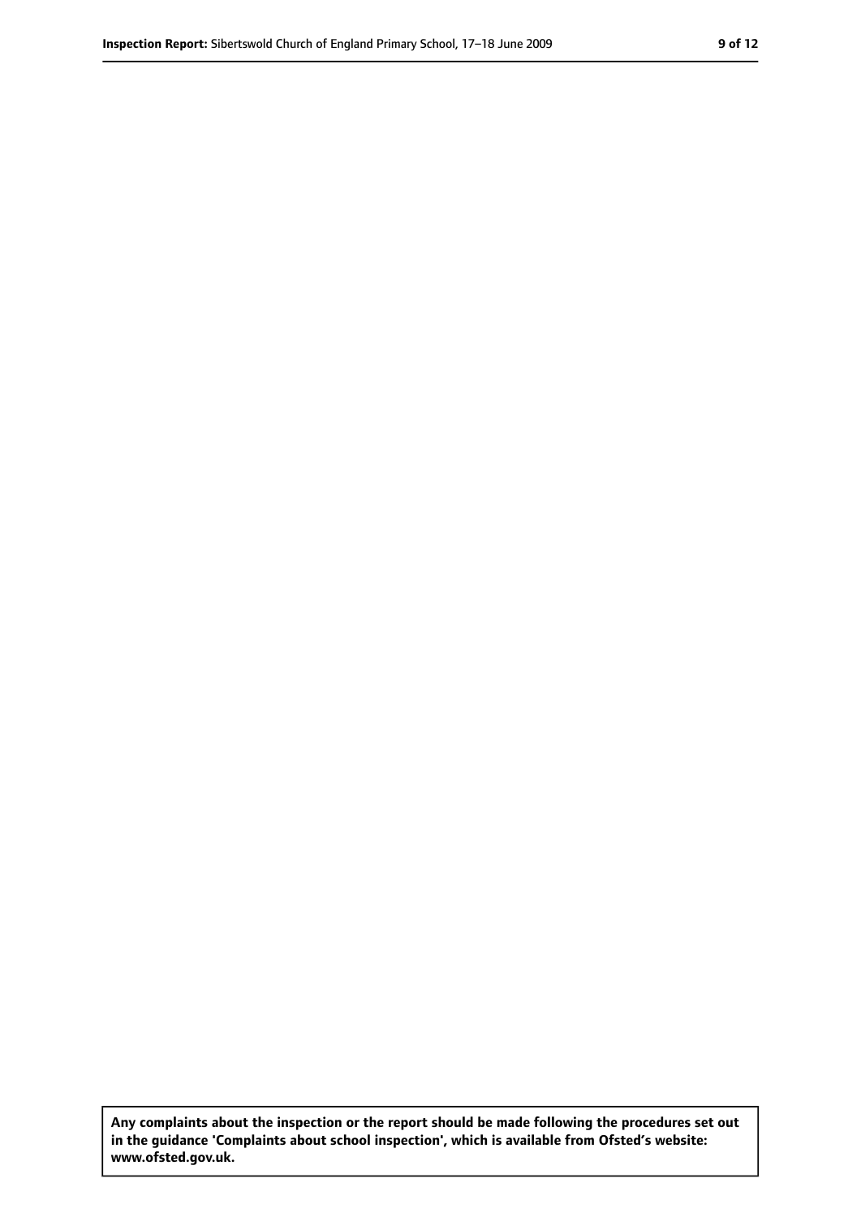Any complaints about the inspection or the report should be made following the procedures set out in the guidance 'Complaints about school inspection', which is available from Ofsted's website: www.ofsted.gov.uk.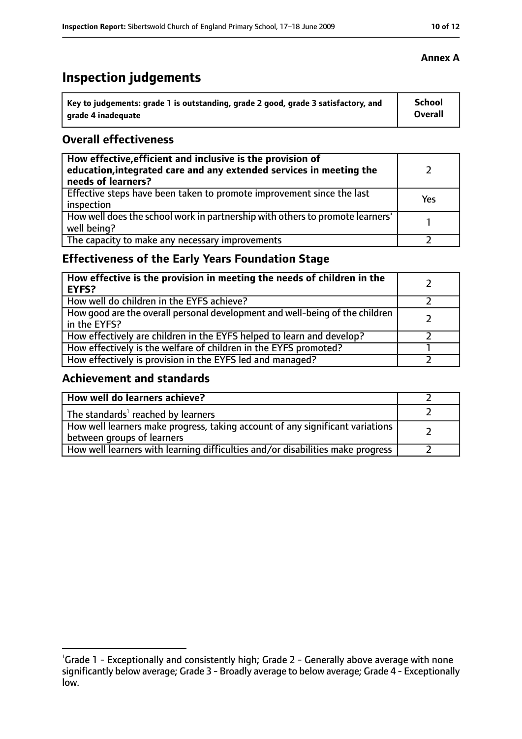**Annex A**

# Inspection judgements

| Key to judgements: grade 1 is outstanding, grade 2 good, grade 3 satisfactory, and grade 4 inadequate | School Overall |
|---|---|

## Overall effectiveness

| | |
|---|---|
| **How effective, efficient and inclusive is the provision of education, integrated care and any extended services in meeting the needs of learners?** | 2 |
| Effective steps have been taken to promote improvement since the last inspection | Yes |
| How well does the school work in partnership with others to promote learners' well being? | 1 |
| The capacity to make any necessary improvements | 2 |

## Effectiveness of the Early Years Foundation Stage

| | |
|---|---|
| **How effective is the provision in meeting the needs of children in the EYFS?** | 2 |
| How well do children in the EYFS achieve? | 2 |
| How good are the overall personal development and well-being of the children in the EYFS? | 2 |
| How effectively are children in the EYFS helped to learn and develop? | 2 |
| How effectively is the welfare of children in the EYFS promoted? | 1 |
| How effectively is provision in the EYFS led and managed? | 2 |

## Achievement and standards

| | |
|---|---|
| **How well do learners achieve?** | 2 |
| The standards[1] reached by learners | 2 |
| How well learners make progress, taking account of any significant variations between groups of learners | 2 |
| How well learners with learning difficulties and/or disabilities make progress | 2 |

[1]Grade 1 - Exceptionally and consistently high; Grade 2 - Generally above average with none significantly below average; Grade 3 - Broadly average to below average; Grade 4 - Exceptionally low.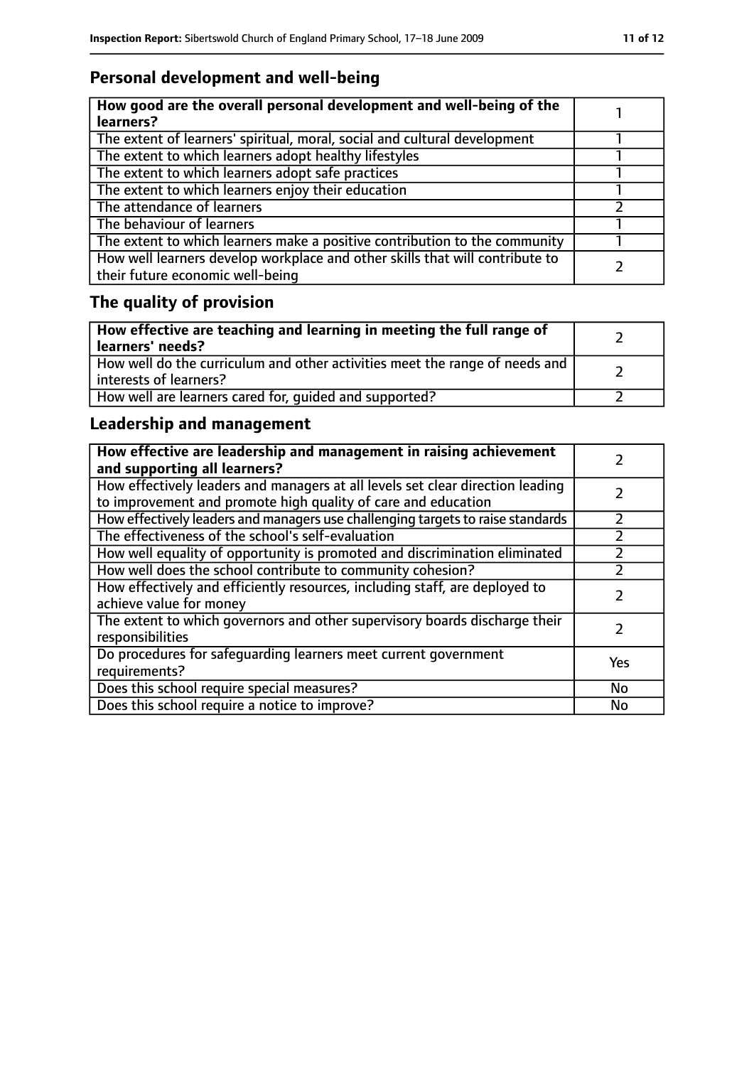## Personal development and well-being

| How good are the overall personal development and well-being of the learners? | 1 |
|---|---|
| The extent of learners' spiritual, moral, social and cultural development | 1 |
| The extent to which learners adopt healthy lifestyles | 1 |
| The extent to which learners adopt safe practices | 1 |
| The extent to which learners enjoy their education | 1 |
| The attendance of learners | 2 |
| The behaviour of learners | 1 |
| The extent to which learners make a positive contribution to the community | 1 |
| How well learners develop workplace and other skills that will contribute to their future economic well-being | 2 |

## The quality of provision

| How effective are teaching and learning in meeting the full range of learners' needs? | 2 |
|---|---|
| How well do the curriculum and other activities meet the range of needs and interests of learners? | 2 |
| How well are learners cared for, guided and supported? | 2 |

## Leadership and management

| How effective are leadership and management in raising achievement and supporting all learners? | 2 |
|---|---|
| How effectively leaders and managers at all levels set clear direction leading to improvement and promote high quality of care and education | 2 |
| How effectively leaders and managers use challenging targets to raise standards | 2 |
| The effectiveness of the school's self-evaluation | 2 |
| How well equality of opportunity is promoted and discrimination eliminated | 2 |
| How well does the school contribute to community cohesion? | 2 |
| How effectively and efficiently resources, including staff, are deployed to achieve value for money | 2 |
| The extent to which governors and other supervisory boards discharge their responsibilities | 2 |
| Do procedures for safeguarding learners meet current government requirements? | Yes |
| Does this school require special measures? | No |
| Does this school require a notice to improve? | No |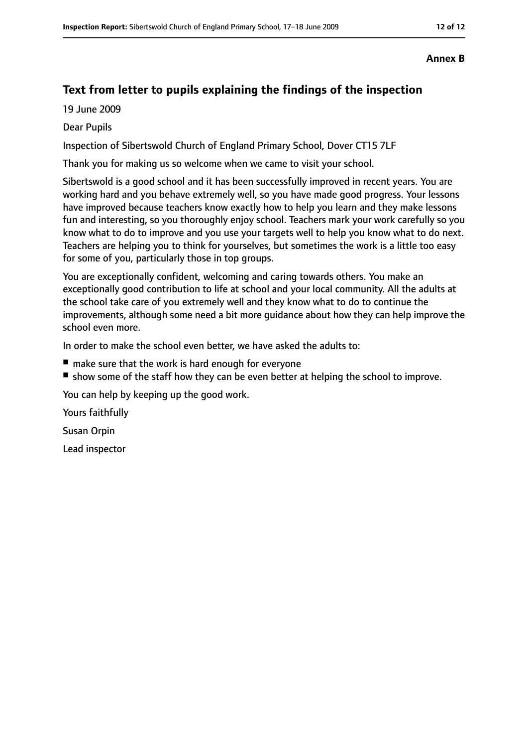**Annex B**

## Text from letter to pupils explaining the findings of the inspection

19 June 2009

Dear Pupils

Inspection of Sibertswold Church of England Primary School, Dover CT15 7LF

Thank you for making us so welcome when we came to visit your school.

Sibertswold is a good school and it has been successfully improved in recent years. You are working hard and you behave extremely well, so you have made good progress. Your lessons have improved because teachers know exactly how to help you learn and they make lessons fun and interesting, so you thoroughly enjoy school. Teachers mark your work carefully so you know what to do to improve and you use your targets well to help you know what to do next. Teachers are helping you to think for yourselves, but sometimes the work is a little too easy for some of you, particularly those in top groups.

You are exceptionally confident, welcoming and caring towards others. You make an exceptionally good contribution to life at school and your local community. All the adults at the school take care of you extremely well and they know what to do to continue the improvements, although some need a bit more guidance about how they can help improve the school even more.

In order to make the school even better, we have asked the adults to:

- make sure that the work is hard enough for everyone
- show some of the staff how they can be even better at helping the school to improve.

You can help by keeping up the good work.

Yours faithfully

Susan Orpin

Lead inspector